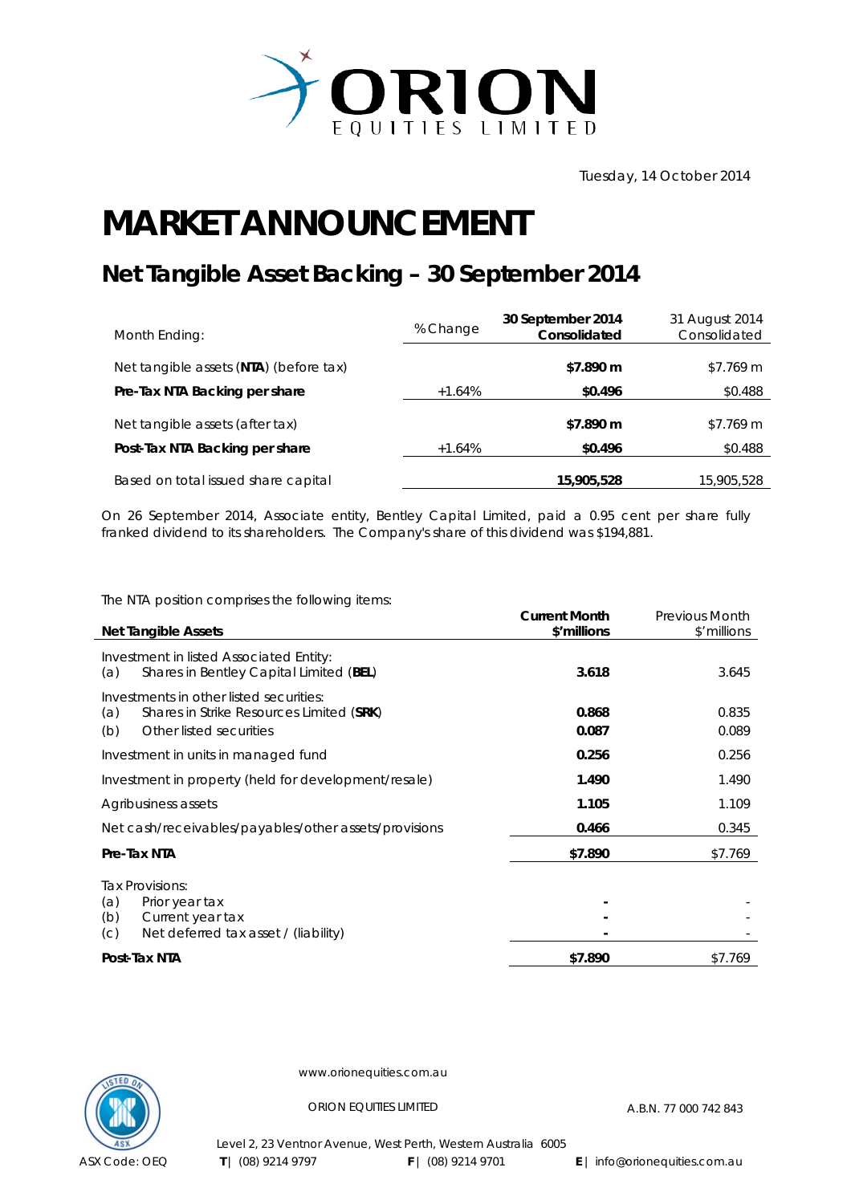ORION EQUITIES LIMITED

Tuesday, 14 October 2014

# MARKET ANNOUNCEMENT

## Net Tangible Asset Backing – 30 September 2014

| Month Ending: | % Change | **30 September 2014 Consolidated** | 31 August 2014 Consolidated |
|---|---|---|---|
| Net tangible assets (**NTA**) (before tax) | | **$7.890 m** | $7.769 m |
| **Pre-Tax NTA Backing per share** | +1.64% | **$0.496** | $0.488 |
| Net tangible assets (after tax) | | **$7.890 m** | $7.769 m |
| **Post-Tax NTA Backing per share** | +1.64% | **$0.496** | $0.488 |
| Based on total issued share capital | | **15,905,528** | 15,905,528 |

On 26 September 2014, Associate entity, Bentley Capital Limited, paid a 0.95 cent per share fully franked dividend to its shareholders. The Company's share of this dividend was $194,881.

The NTA position comprises the following items:

| **Net Tangible Assets** | **Current Month $'millions** | Previous Month $'millions |
|---|---|---|
| Investment in listed Associated Entity: | | |
| (a) Shares in Bentley Capital Limited (**BEL**) | **3.618** | 3.645 |
| Investments in other listed securities: | | |
| (a) Shares in Strike Resources Limited (**SRK**) | **0.868** | 0.835 |
| (b) Other listed securities | **0.087** | 0.089 |
| Investment in units in managed fund | **0.256** | 0.256 |
| Investment in property (held for development/resale) | **1.490** | 1.490 |
| Agribusiness assets | **1.105** | 1.109 |
| Net cash/receivables/payables/other assets/provisions | **0.466** | 0.345 |
| **Pre-Tax NTA** | **$7.890** | $7.769 |
| Tax Provisions: | | |
| (a) Prior year tax | **-** | - |
| (b) Current year tax | **-** | - |
| (c) Net deferred tax asset / (liability) | **-** | - |
| **Post-Tax NTA** | **$7.890** | $7.769 |

www.orionequities.com.au

ORION EQUITIES LIMITED — A.B.N. 77 000 742 843

Level 2, 23 Ventnor Avenue, West Perth, Western Australia 6005

ASX Code: OEQ | **T** | (08) 9214 9797 | **F** | (08) 9214 9701 | **E** | info@orionequities.com.au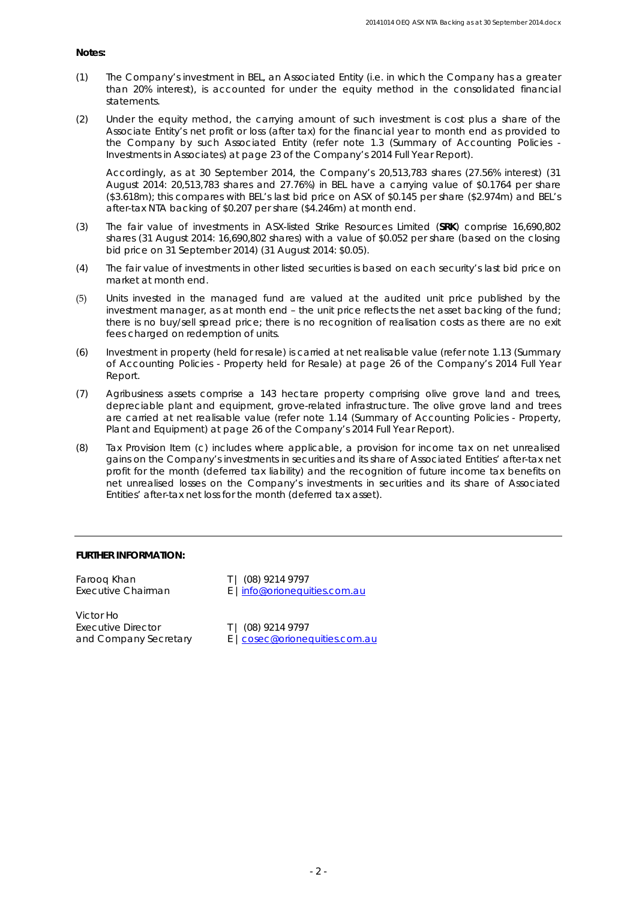**Notes:**

(1) The Company's investment in BEL, an Associated Entity (i.e. in which the Company has a greater than 20% interest), is accounted for under the equity method in the consolidated financial statements.

(2) Under the equity method, the carrying amount of such investment is cost plus a share of the Associate Entity's net profit or loss (after tax) for the financial year to month end as provided to the Company by such Associated Entity (refer note 1.3 (Summary of Accounting Policies - Investments in Associates) at page 23 of the Company's 2014 Full Year Report).

Accordingly, as at 30 September 2014, the Company's 20,513,783 shares (27.56% interest) (31 August 2014: 20,513,783 shares and 27.76%) in BEL have a carrying value of $0.1764 per share ($3.618m); this compares with BEL's last bid price on ASX of $0.145 per share ($2.974m) and BEL's after-tax NTA backing of $0.207 per share ($4.246m) at month end.

(3) The fair value of investments in ASX-listed Strike Resources Limited (**SRK**) comprise 16,690,802 shares (31 August 2014: 16,690,802 shares) with a value of $0.052 per share (based on the closing bid price on 31 September 2014) (31 August 2014: $0.05).

(4) The fair value of investments in other listed securities is based on each security's last bid price on market at month end.

(5) Units invested in the managed fund are valued at the audited unit price published by the investment manager, as at month end – the unit price reflects the net asset backing of the fund; there is no buy/sell spread price; there is no recognition of realisation costs as there are no exit fees charged on redemption of units.

(6) Investment in property (held for resale) is carried at net realisable value (refer note 1.13 (Summary of Accounting Policies - Property held for Resale) at page 26 of the Company's 2014 Full Year Report.

(7) Agribusiness assets comprise a 143 hectare property comprising olive grove land and trees, depreciable plant and equipment, grove-related infrastructure. The olive grove land and trees are carried at net realisable value (refer note 1.14 (Summary of Accounting Policies - Property, Plant and Equipment) at page 26 of the Company's 2014 Full Year Report).

(8) Tax Provision Item (c) includes where applicable, a provision for income tax on net unrealised gains on the Company's investments in securities and its share of Associated Entities' after-tax net profit for the month (deferred tax liability) and the recognition of future income tax benefits on net unrealised losses on the Company's investments in securities and its share of Associated Entities' after-tax net loss for the month (deferred tax asset).

---

**FURTHER INFORMATION:**

Farooq Khan
Executive Chairman
T | (08) 9214 9797
E | info@orionequities.com.au

Victor Ho
Executive Director
and Company Secretary
T | (08) 9214 9797
E | cosec@orionequities.com.au